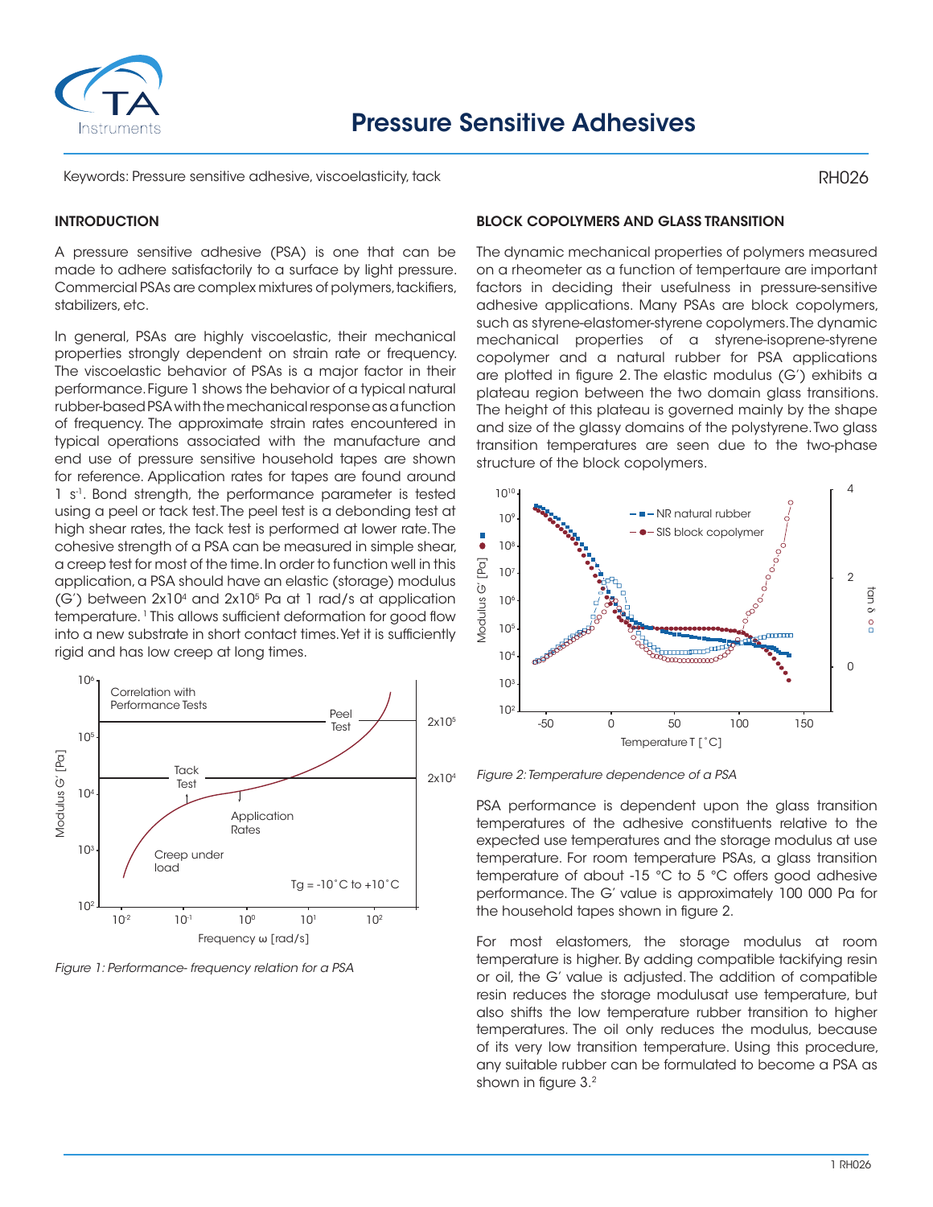# Pressure Sensitive Adhesives

Keywords: Pressure sensitive adhesive, viscoelasticity, tack

RH026

## INTRODUCTION

A pressure sensitive adhesive (PSA) is one that can be made to adhere satisfactorily to a surface by light pressure. Commercial PSAs are complex mixtures of polymers, tackifiers, stabilizers, etc.

In general, PSAs are highly viscoelastic, their mechanical properties strongly dependent on strain rate or frequency. The viscoelastic behavior of PSAs is a major factor in their performance. Figure 1 shows the behavior of a typical natural rubber-based PSA with the mechanical response as a function of frequency. The approximate strain rates encountered in typical operations associated with the manufacture and end use of pressure sensitive household tapes are shown for reference. Application rates for tapes are found around 1 $s^{-1}$. Bond strength, the performance parameter is tested using a peel or tack test. The peel test is a debonding test at high shear rates, the tack test is performed at lower rate. The cohesive strength of a PSA can be measured in simple shear, a creep test for most of the time. In order to function well in this application, a PSA should have an elastic (storage) modulus (G′) between $2x10^4$ and $2x10^5$ Pa at 1 rad/s at application temperature. [1] This allows sufficient deformation for good flow into a new substrate in short contact times. Yet it is sufficiently rigid and has low creep at long times.

*Figure 1: Performance- frequency relation for a PSA*

## BLOCK COPOLYMERS AND GLASS TRANSITION

The dynamic mechanical properties of polymers measured on a rheometer as a function of tempertaure are important factors in deciding their usefulness in pressure-sensitive adhesive applications. Many PSAs are block copolymers, such as styrene-elastomer-styrene copolymers. The dynamic mechanical properties of a styrene-isoprene-styrene copolymer and a natural rubber for PSA applications are plotted in figure 2. The elastic modulus (G′) exhibits a plateau region between the two domain glass transitions. The height of this plateau is governed mainly by the shape and size of the glassy domains of the polystyrene. Two glass transition temperatures are seen due to the two-phase structure of the block copolymers.

*Figure 2: Temperature dependence of a PSA*

PSA performance is dependent upon the glass transition temperatures of the adhesive constituents relative to the expected use temperatures and the storage modulus at use temperature. For room temperature PSAs, a glass transition temperature of about -15 °C to 5 °C offers good adhesive performance. The G′ value is approximately 100 000 Pa for the household tapes shown in figure 2.

For most elastomers, the storage modulus at room temperature is higher. By adding compatible tackifying resin or oil, the G′ value is adjusted. The addition of compatible resin reduces the storage modulusat use temperature, but also shifts the low temperature rubber transition to higher temperatures. The oil only reduces the modulus, because of its very low transition temperature. Using this procedure, any suitable rubber can be formulated to become a PSA as shown in figure 3.[2]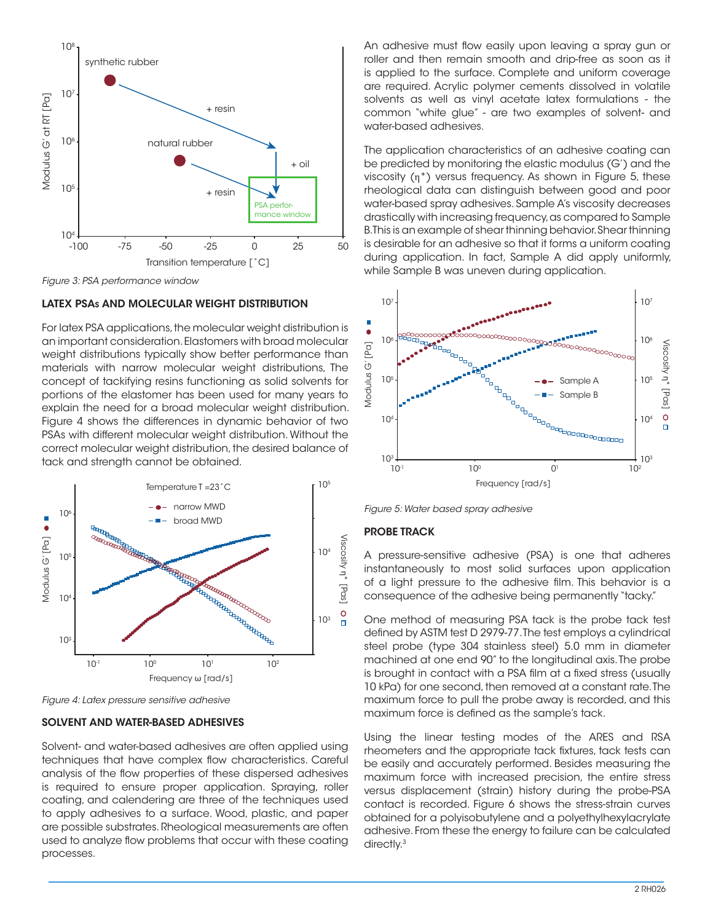*Figure 3: PSA performance window*

## LATEX PSAs AND MOLECULAR WEIGHT DISTRIBUTION

For latex PSA applications, the molecular weight distribution is an important consideration. Elastomers with broad molecular weight distributions typically show better performance than materials with narrow molecular weight distributions, The concept of tackifying resins functioning as solid solvents for portions of the elastomer has been used for many years to explain the need for a broad molecular weight distribution. Figure 4 shows the differences in dynamic behavior of two PSAs with different molecular weight distribution. Without the correct molecular weight distribution, the desired balance of tack and strength cannot be obtained.

*Figure 4: Latex pressure sensitive adhesive*

## SOLVENT AND WATER-BASED ADHESIVES

Solvent- and water-based adhesives are often applied using techniques that have complex flow characteristics. Careful analysis of the flow properties of these dispersed adhesives is required to ensure proper application. Spraying, roller coating, and calendering are three of the techniques used to apply adhesives to a surface. Wood, plastic, and paper are possible substrates. Rheological measurements are often used to analyze flow problems that occur with these coating processes.

An adhesive must flow easily upon leaving a spray gun or roller and then remain smooth and drip-free as soon as it is applied to the surface. Complete and uniform coverage are required. Acrylic polymer cements dissolved in volatile solvents as well as vinyl acetate latex formulations - the common "white glue" - are two examples of solvent- and water-based adhesives.

The application characteristics of an adhesive coating can be predicted by monitoring the elastic modulus (G´) and the viscosity ($\eta^*$) versus frequency. As shown in Figure 5, these rheological data can distinguish between good and poor water-based spray adhesives. Sample A's viscosity decreases drastically with increasing frequency, as compared to Sample B. This is an example of shear thinning behavior. Shear thinning is desirable for an adhesive so that it forms a uniform coating during application. In fact, Sample A did apply uniformly, while Sample B was uneven during application.

*Figure 5: Water based spray adhesive*

## PROBE TRACK

A pressure-sensitive adhesive (PSA) is one that adheres instantaneously to most solid surfaces upon application of a light pressure to the adhesive film. This behavior is a consequence of the adhesive being permanently "tacky."

One method of measuring PSA tack is the probe tack test defined by ASTM test D 2979-77. The test employs a cylindrical steel probe (type 304 stainless steel) 5.0 mm in diameter machined at one end 90° to the longitudinal axis. The probe is brought in contact with a PSA film at a fixed stress (usually 10 kPa) for one second, then removed at a constant rate. The maximum force to pull the probe away is recorded, and this maximum force is defined as the sample's tack.

Using the linear testing modes of the ARES and RSA rheometers and the appropriate tack fixtures, tack tests can be easily and accurately performed. Besides measuring the maximum force with increased precision, the entire stress versus displacement (strain) history during the probe-PSA contact is recorded. Figure 6 shows the stress-strain curves obtained for a polyisobutylene and a polyethylhexylacrylate adhesive. From these the energy to failure can be calculated directly.[3]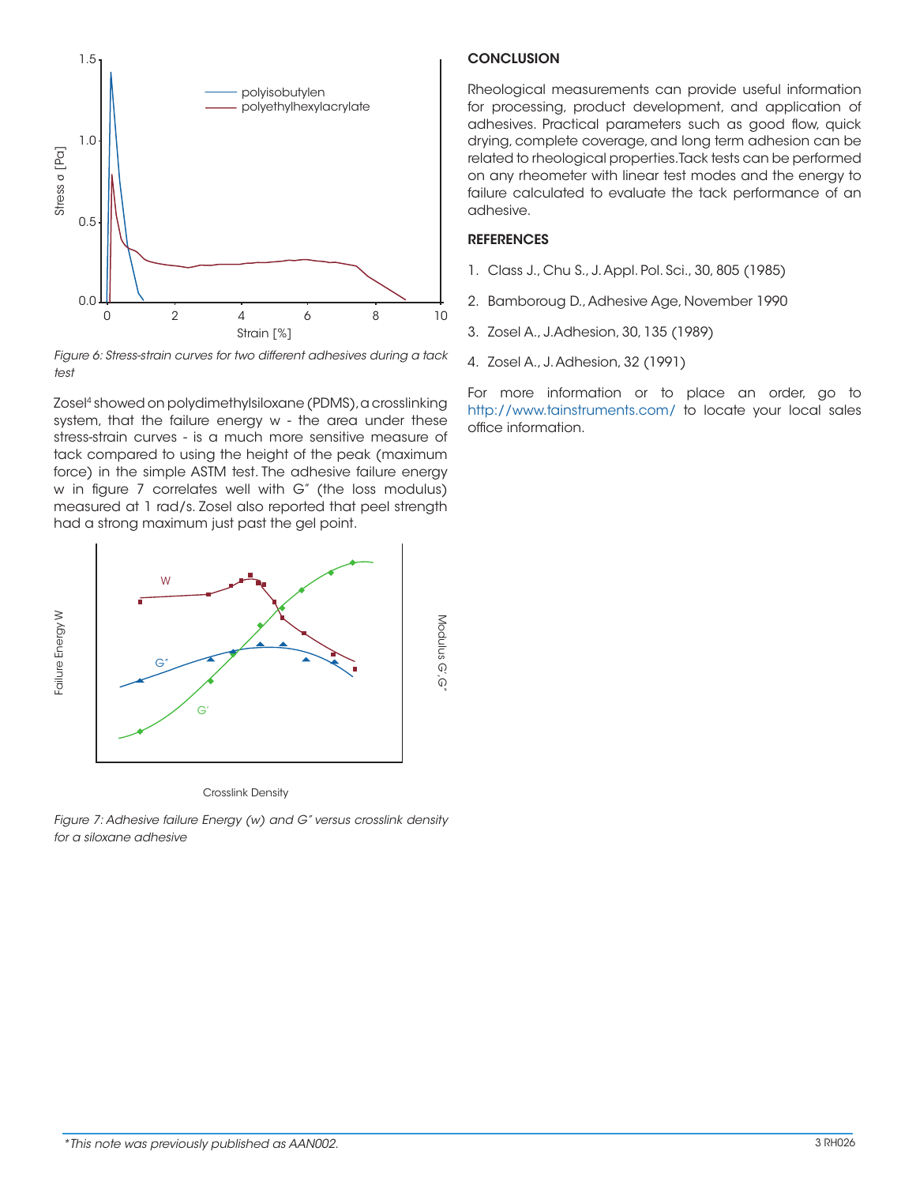1.5
1.0
0.5
0.0

Stress σ [Pa]

0 2 4 6 8 10

Strain [%]

polyisobutylen
polyethylhexylacrylate

*Figure 6: Stress-strain curves for two different adhesives during a tack test*

Zosel[4] showed on polydimethylsiloxane (PDMS), a crosslinking system, that the failure energy w - the area under these stress-strain curves - is a much more sensitive measure of tack compared to using the height of the peak (maximum force) in the simple ASTM test. The adhesive failure energy w in figure 7 correlates well with G" (the loss modulus) measured at 1 rad/s. Zosel also reported that peel strength had a strong maximum just past the gel point.

Failure Energy W

Modulus G', G"

W
G"
G'

Crosslink Density

*Figure 7: Adhesive failure Energy (w) and G" versus crosslink density for a siloxane adhesive*

## CONCLUSION

Rheological measurements can provide useful information for processing, product development, and application of adhesives. Practical parameters such as good flow, quick drying, complete coverage, and long term adhesion can be related to rheological properties. Tack tests can be performed on any rheometer with linear test modes and the energy to failure calculated to evaluate the tack performance of an adhesive.

## REFERENCES

1. Class J., Chu S., J. Appl. Pol. Sci., 30, 805 (1985)
2. Bamboroug D., Adhesive Age, November 1990
3. Zosel A., J.Adhesion, 30, 135 (1989)
4. Zosel A., J. Adhesion, 32 (1991)

For more information or to place an order, go to http://www.tainstruments.com/ to locate your local sales office information.

*\*This note was previously published as AAN002.*